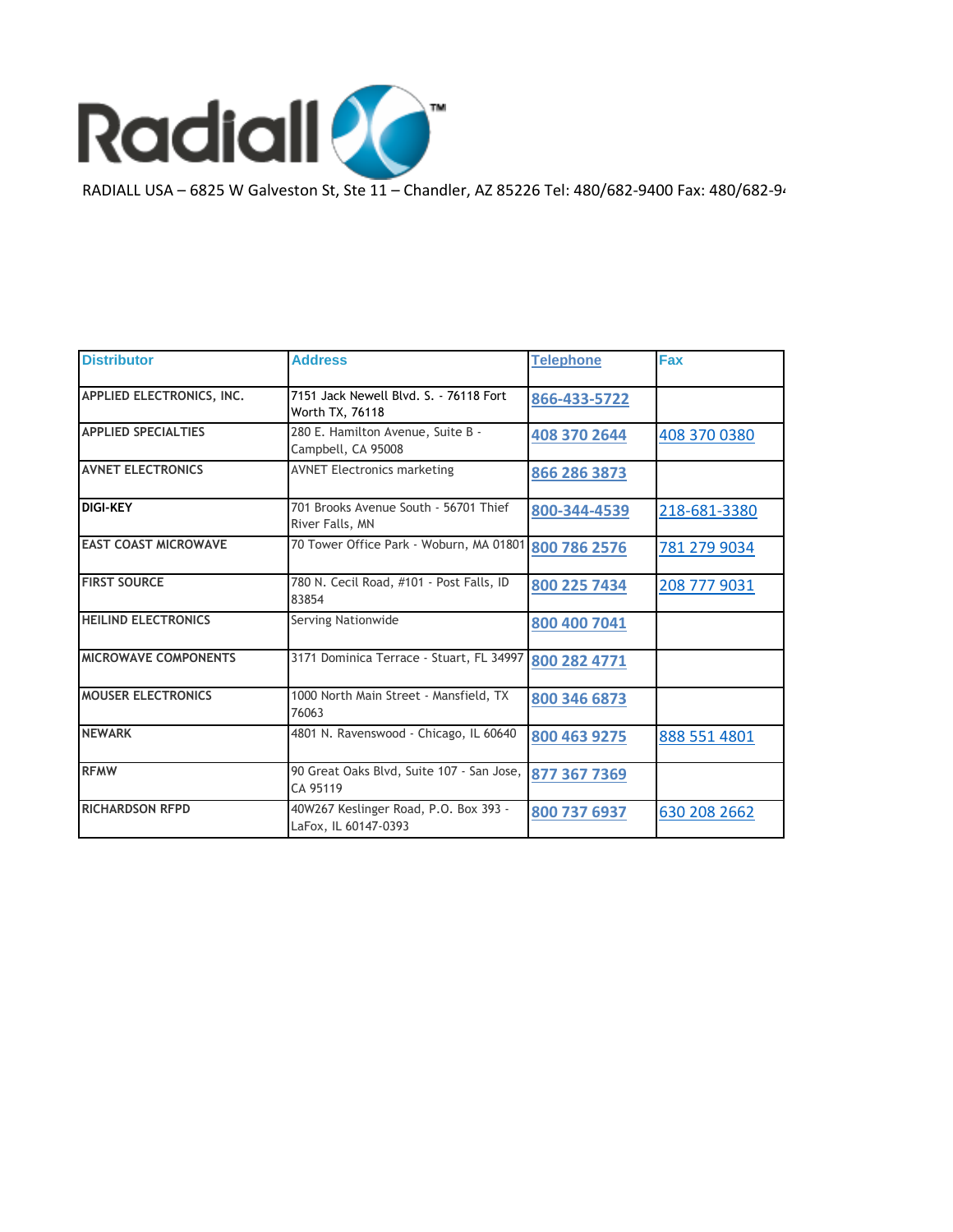# Radiall

RADIALL USA – 6825 W Galveston St, Ste 11 – Chandler, AZ 85226 Tel: 480/682-9400 Fax: 480/682-94

| Distributor | Address | Telephone | Fax |
|---|---|---|---|
| APPLIED ELECTRONICS, INC. | 7151 Jack Newell Blvd. S. - 76118 Fort Worth TX, 76118 | 866-433-5722 | |
| APPLIED SPECIALTIES | 280 E. Hamilton Avenue, Suite B - Campbell, CA 95008 | 408 370 2644 | 408 370 0380 |
| AVNET ELECTRONICS | AVNET Electronics marketing | 866 286 3873 | |
| DIGI-KEY | 701 Brooks Avenue South - 56701 Thief River Falls, MN | 800-344-4539 | 218-681-3380 |
| EAST COAST MICROWAVE | 70 Tower Office Park - Woburn, MA 01801 | 800 786 2576 | 781 279 9034 |
| FIRST SOURCE | 780 N. Cecil Road, #101 - Post Falls, ID 83854 | 800 225 7434 | 208 777 9031 |
| HEILIND ELECTRONICS | Serving Nationwide | 800 400 7041 | |
| MICROWAVE COMPONENTS | 3171 Dominica Terrace - Stuart, FL 34997 | 800 282 4771 | |
| MOUSER ELECTRONICS | 1000 North Main Street - Mansfield, TX 76063 | 800 346 6873 | |
| NEWARK | 4801 N. Ravenswood - Chicago, IL 60640 | 800 463 9275 | 888 551 4801 |
| RFMW | 90 Great Oaks Blvd, Suite 107 - San Jose, CA 95119 | 877 367 7369 | |
| RICHARDSON RFPD | 40W267 Keslinger Road, P.O. Box 393 - LaFox, IL 60147-0393 | 800 737 6937 | 630 208 2662 |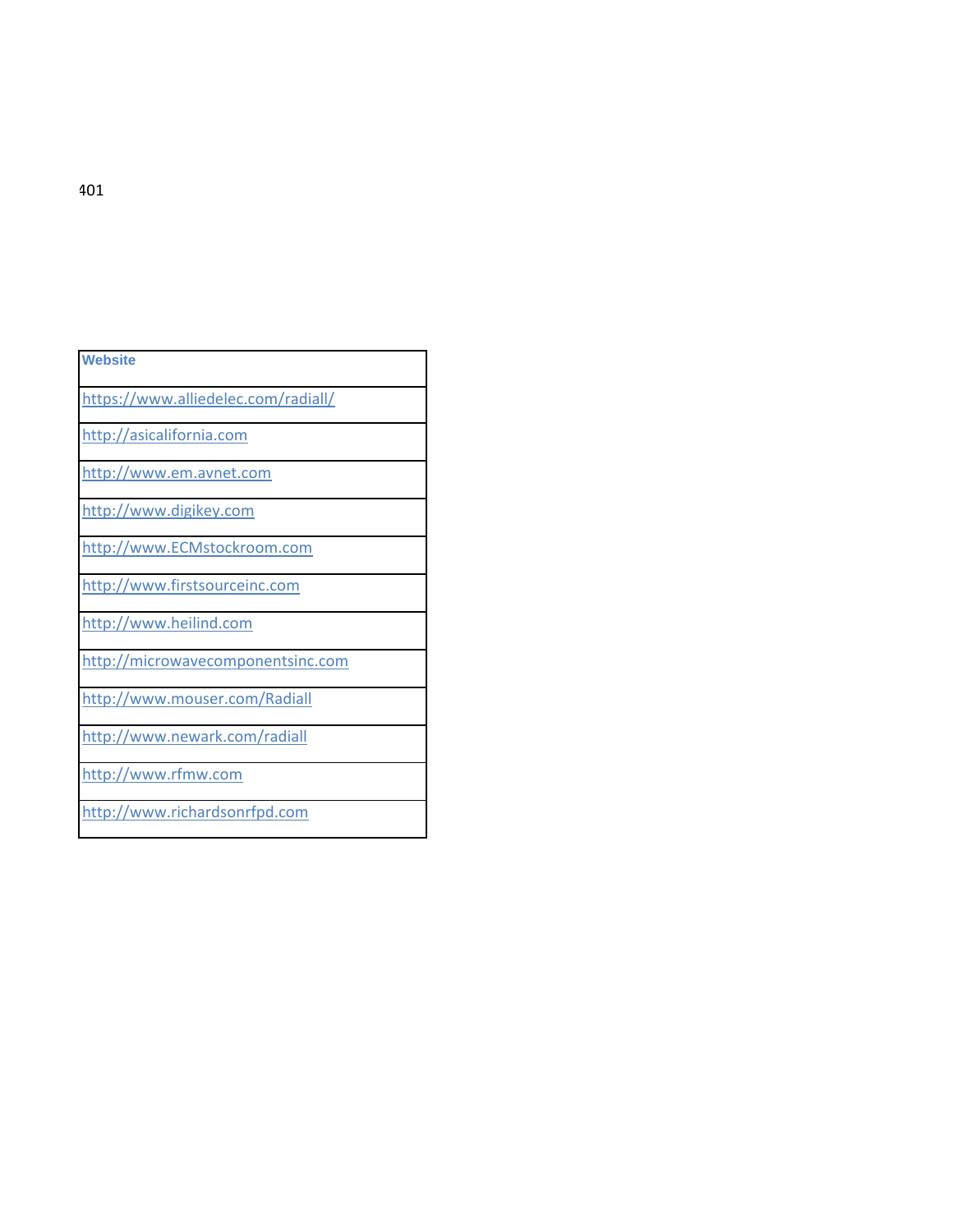401

| Website |
| --- |
| https://www.alliedelec.com/radiall/ |
| http://asicalifornia.com |
| http://www.em.avnet.com |
| http://www.digikey.com |
| http://www.ECMstockroom.com |
| http://www.firstsourceinc.com |
| http://www.heilind.com |
| http://microwavecomponentsinc.com |
| http://www.mouser.com/Radiall |
| http://www.newark.com/radiall |
| http://www.rfmw.com |
| http://www.richardsonrfpd.com |